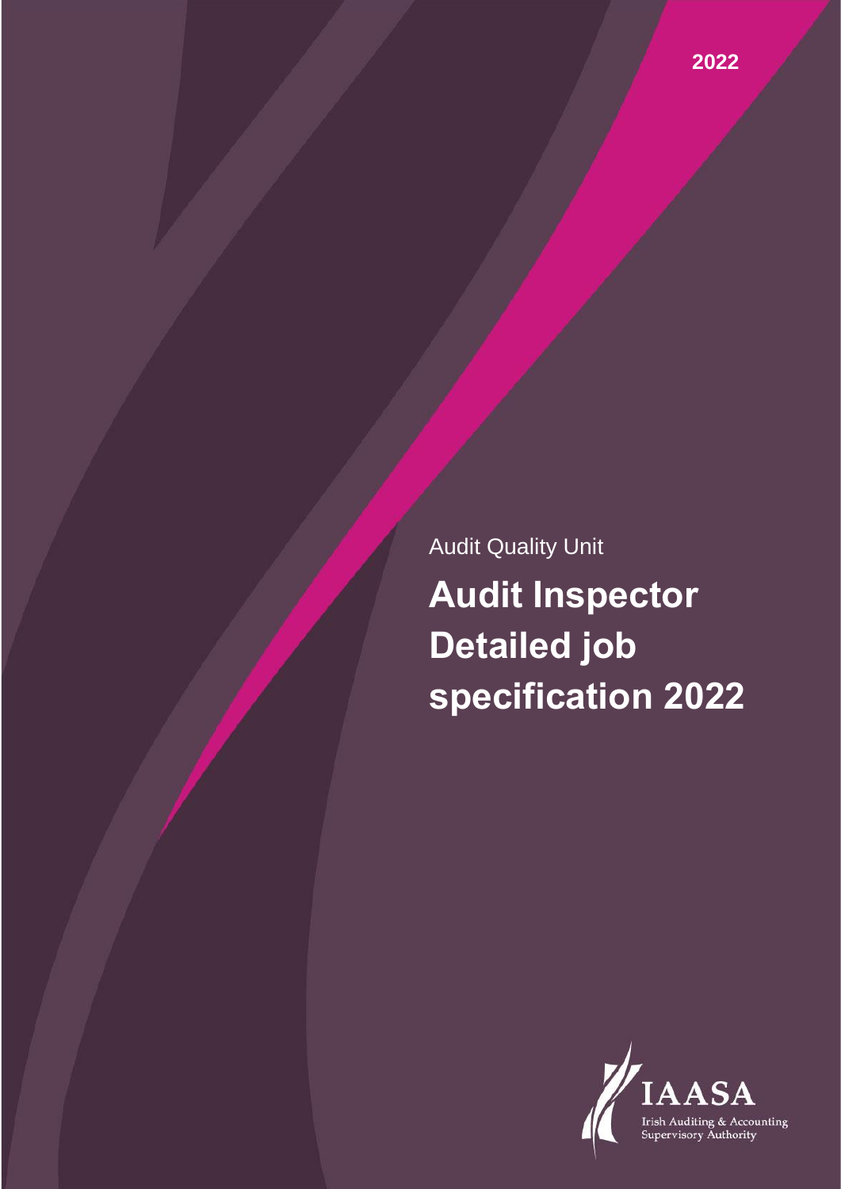2022

Audit Quality Unit

# Audit Inspector Detailed job specification 2022

IAASA

Irish Auditing & Accounting Supervisory Authority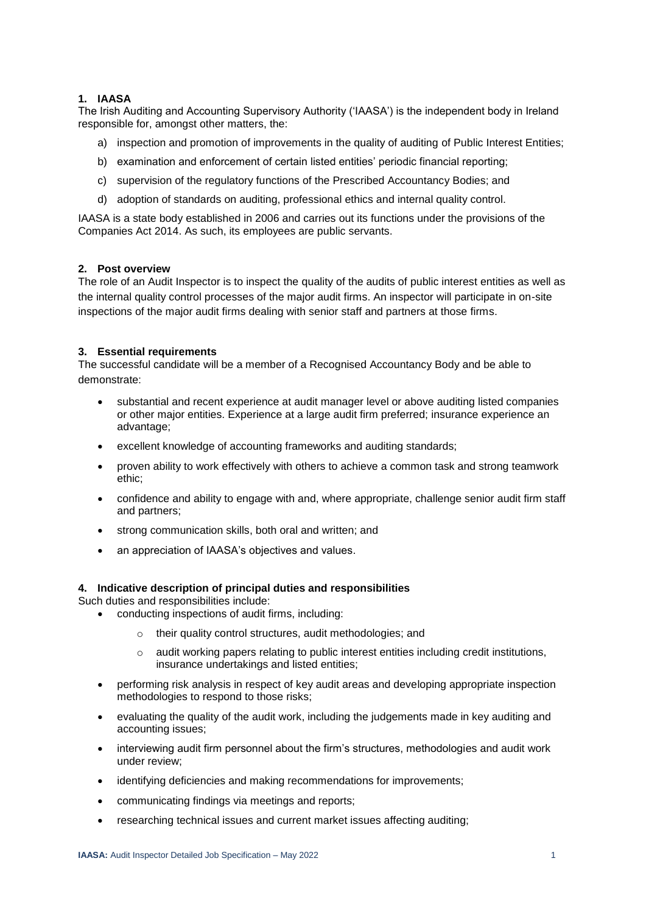## 1. IAASA

The Irish Auditing and Accounting Supervisory Authority ('IAASA') is the independent body in Ireland responsible for, amongst other matters, the:

a) inspection and promotion of improvements in the quality of auditing of Public Interest Entities;

b) examination and enforcement of certain listed entities' periodic financial reporting;

c) supervision of the regulatory functions of the Prescribed Accountancy Bodies; and

d) adoption of standards on auditing, professional ethics and internal quality control.

IAASA is a state body established in 2006 and carries out its functions under the provisions of the Companies Act 2014. As such, its employees are public servants.

## 2. Post overview

The role of an Audit Inspector is to inspect the quality of the audits of public interest entities as well as the internal quality control processes of the major audit firms. An inspector will participate in on-site inspections of the major audit firms dealing with senior staff and partners at those firms.

## 3. Essential requirements

The successful candidate will be a member of a Recognised Accountancy Body and be able to demonstrate:

- substantial and recent experience at audit manager level or above auditing listed companies or other major entities. Experience at a large audit firm preferred; insurance experience an advantage;
- excellent knowledge of accounting frameworks and auditing standards;
- proven ability to work effectively with others to achieve a common task and strong teamwork ethic;
- confidence and ability to engage with and, where appropriate, challenge senior audit firm staff and partners;
- strong communication skills, both oral and written; and
- an appreciation of IAASA's objectives and values.

## 4. Indicative description of principal duties and responsibilities

Such duties and responsibilities include:

- conducting inspections of audit firms, including:
  - their quality control structures, audit methodologies; and
  - audit working papers relating to public interest entities including credit institutions, insurance undertakings and listed entities;
- performing risk analysis in respect of key audit areas and developing appropriate inspection methodologies to respond to those risks;
- evaluating the quality of the audit work, including the judgements made in key auditing and accounting issues;
- interviewing audit firm personnel about the firm's structures, methodologies and audit work under review;
- identifying deficiencies and making recommendations for improvements;
- communicating findings via meetings and reports;
- researching technical issues and current market issues affecting auditing;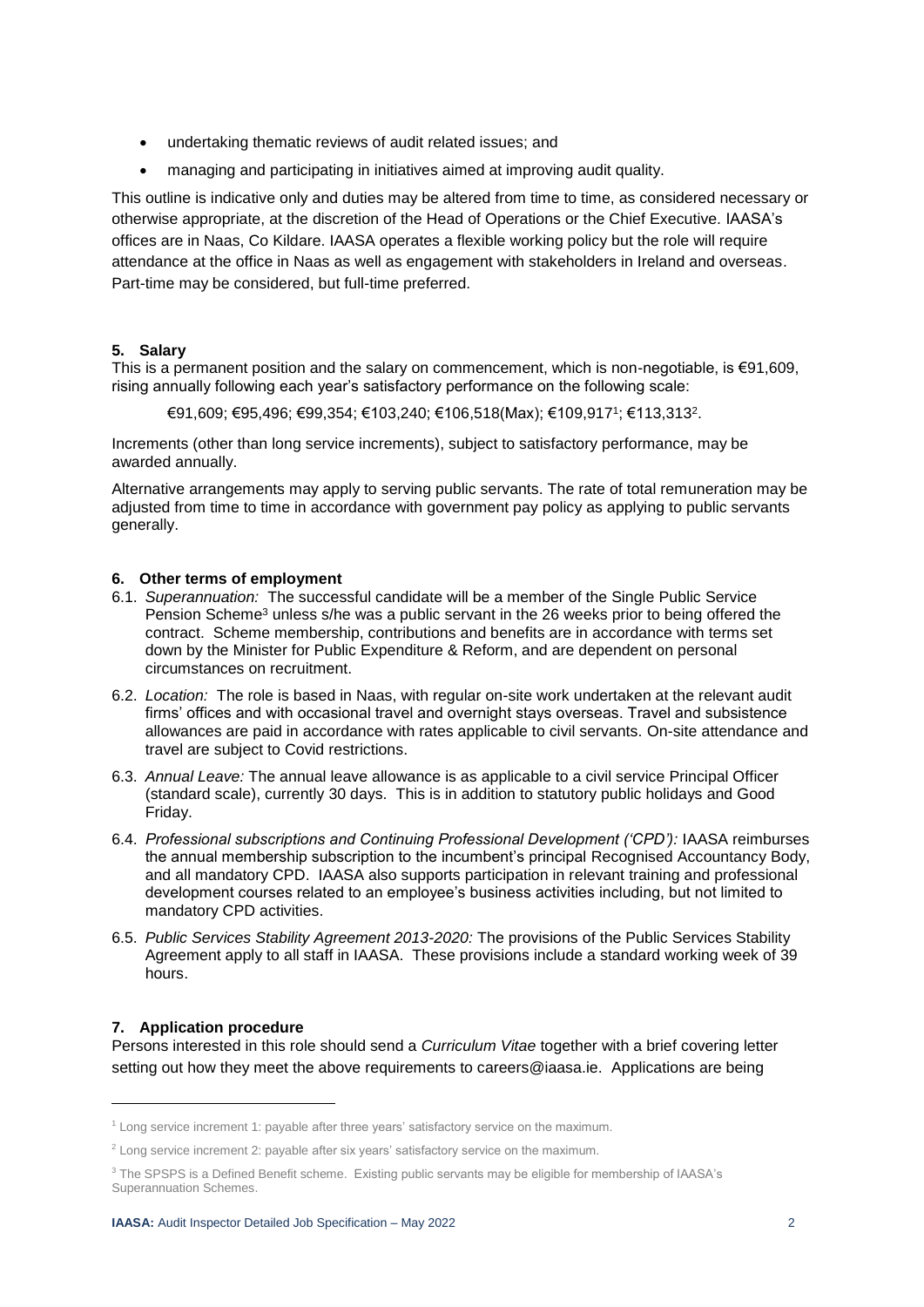- undertaking thematic reviews of audit related issues; and
- managing and participating in initiatives aimed at improving audit quality.

This outline is indicative only and duties may be altered from time to time, as considered necessary or otherwise appropriate, at the discretion of the Head of Operations or the Chief Executive. IAASA's offices are in Naas, Co Kildare. IAASA operates a flexible working policy but the role will require attendance at the office in Naas as well as engagement with stakeholders in Ireland and overseas. Part-time may be considered, but full-time preferred.

### 5. Salary

This is a permanent position and the salary on commencement, which is non-negotiable, is €91,609, rising annually following each year's satisfactory performance on the following scale:

€91,609; €95,496; €99,354; €103,240; €106,518(Max); €109,917[1]; €113,313[2].

Increments (other than long service increments), subject to satisfactory performance, may be awarded annually.

Alternative arrangements may apply to serving public servants. The rate of total remuneration may be adjusted from time to time in accordance with government pay policy as applying to public servants generally.

### 6. Other terms of employment

6.1. *Superannuation:* The successful candidate will be a member of the Single Public Service Pension Scheme[3] unless s/he was a public servant in the 26 weeks prior to being offered the contract. Scheme membership, contributions and benefits are in accordance with terms set down by the Minister for Public Expenditure & Reform, and are dependent on personal circumstances on recruitment.

6.2. *Location:* The role is based in Naas, with regular on-site work undertaken at the relevant audit firms' offices and with occasional travel and overnight stays overseas. Travel and subsistence allowances are paid in accordance with rates applicable to civil servants. On-site attendance and travel are subject to Covid restrictions.

6.3. *Annual Leave:* The annual leave allowance is as applicable to a civil service Principal Officer (standard scale), currently 30 days. This is in addition to statutory public holidays and Good Friday.

6.4. *Professional subscriptions and Continuing Professional Development ('CPD'):* IAASA reimburses the annual membership subscription to the incumbent's principal Recognised Accountancy Body, and all mandatory CPD. IAASA also supports participation in relevant training and professional development courses related to an employee's business activities including, but not limited to mandatory CPD activities.

6.5. *Public Services Stability Agreement 2013-2020:* The provisions of the Public Services Stability Agreement apply to all staff in IAASA. These provisions include a standard working week of 39 hours.

### 7. Application procedure

Persons interested in this role should send a *Curriculum Vitae* together with a brief covering letter setting out how they meet the above requirements to careers@iaasa.ie. Applications are being

---

[1] Long service increment 1: payable after three years' satisfactory service on the maximum.

[2] Long service increment 2: payable after six years' satisfactory service on the maximum.

[3] The SPSPS is a Defined Benefit scheme. Existing public servants may be eligible for membership of IAASA's Superannuation Schemes.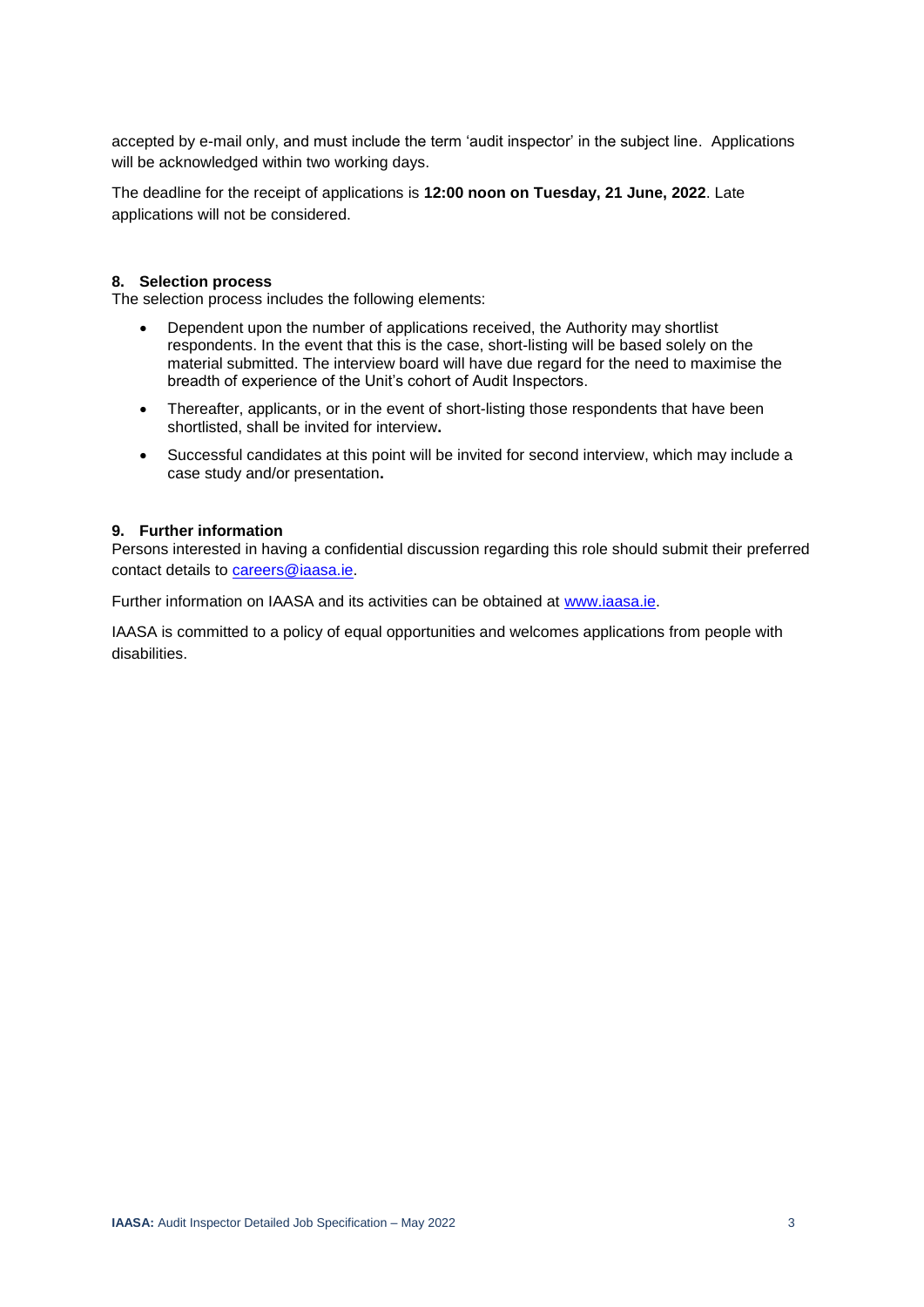accepted by e-mail only, and must include the term 'audit inspector' in the subject line. Applications will be acknowledged within two working days.

The deadline for the receipt of applications is **12:00 noon on Tuesday, 21 June, 2022**. Late applications will not be considered.

## 8. Selection process

The selection process includes the following elements:

- Dependent upon the number of applications received, the Authority may shortlist respondents. In the event that this is the case, short-listing will be based solely on the material submitted. The interview board will have due regard for the need to maximise the breadth of experience of the Unit's cohort of Audit Inspectors.
- Thereafter, applicants, or in the event of short-listing those respondents that have been shortlisted, shall be invited for interview**.**
- Successful candidates at this point will be invited for second interview, which may include a case study and/or presentation**.**

## 9. Further information

Persons interested in having a confidential discussion regarding this role should submit their preferred contact details to careers@iaasa.ie.

Further information on IAASA and its activities can be obtained at www.iaasa.ie.

IAASA is committed to a policy of equal opportunities and welcomes applications from people with disabilities.